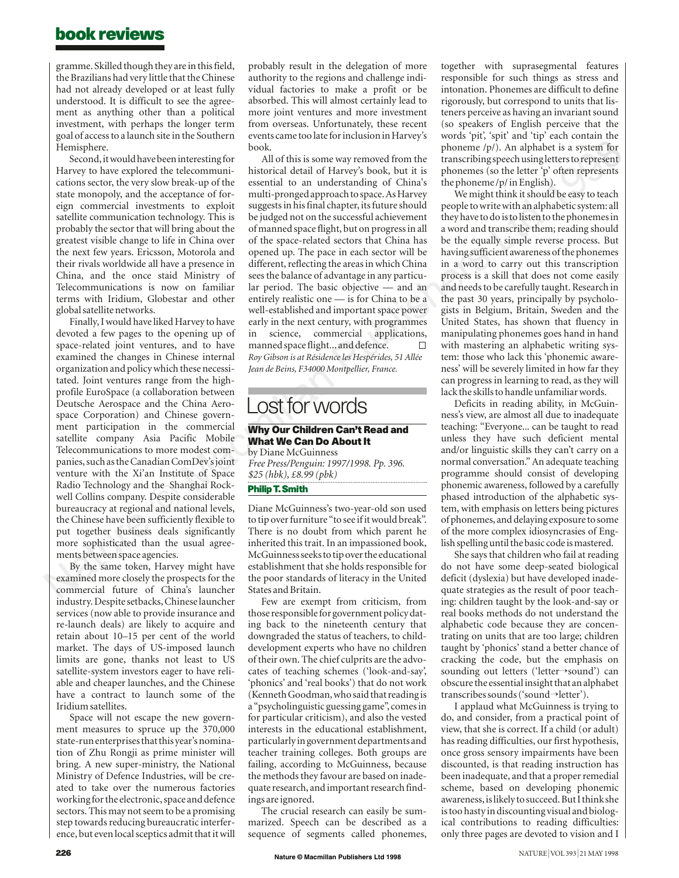gramme. Skilled though they are in this field, the Brazilians had very little that the Chinese had not already developed or at least fully understood. It is difficult to see the agreement as anything other than a political investment, with perhaps the longer term goal of access to a launch site in the Southern Hemisphere.

Second, it would have been interesting for Harvey to have explored the telecommunications sector, the very slow break-up of the state monopoly, and the acceptance of foreign commercial investments to exploit satellite communication technology. This is probably the sector that will bring about the greatest visible change to life in China over the next few years. Ericsson, Motorola and their rivals worldwide all have a presence in China, and the once staid Ministry of Telecommunications is now on familiar terms with Iridium, Globestar and other global satellite networks.

Finally, I would have liked Harvey to have devoted a few pages to the opening up of space-related joint ventures, and to have examined the changes in Chinese internal organization and policy which these necessitated. Joint ventures range from the high-profile EuroSpace (a collaboration between Deutsche Aerospace and the China Aerospace Corporation) and Chinese government participation in the commercial satellite company Asia Pacific Mobile Telecommunications to more modest companies, such as the Canadian ComDev's joint venture with the Xi'an Institute of Space Radio Technology and the Shanghai Rockwell Collins company. Despite considerable bureaucracy at regional and national levels, the Chinese have been sufficiently flexible to put together business deals significantly more sophisticated than the usual agreements between space agencies.

By the same token, Harvey might have examined more closely the prospects for the commercial future of China's launcher industry. Despite setbacks, Chinese launcher services (now able to provide insurance and re-launch deals) are likely to acquire and retain about 10–15 per cent of the world market. The days of US-imposed launch limits are gone, thanks not least to US satellite-system investors eager to have reliable and cheaper launches, and the Chinese have a contract to launch some of the Iridium satellites.

Space will not escape the new government measures to spruce up the 370,000 state-run enterprises that this year's nomination of Zhu Rongji as prime minister will bring. A new super-ministry, the National Ministry of Defence Industries, will be created to take over the numerous factories working for the electronic, space and defence sectors. This may not seem to be a promising step towards reducing bureaucratic interference, but even local sceptics admit that it will probably result in the delegation of more authority to the regions and challenge individual factories to make a profit or be absorbed. This will almost certainly lead to more joint ventures and more investment from overseas. Unfortunately, these recent events came too late for inclusion in Harvey's book.

All of this is some way removed from the historical detail of Harvey's book, but it is essential to an understanding of China's multi-pronged approach to space. As Harvey suggests in his final chapter, its future should be judged not on the successful achievement of manned space flight, but on progress in all of the space-related sectors that China has opened up. The pace in each sector will be different, reflecting the areas in which China sees the balance of advantage in any particular period. The basic objective — and an entirely realistic one — is for China to be a well-established and important space power early in the next century, with programmes in science, commercial applications, manned space flight... and defence. □

*Roy Gibson is at Résidence les Hespérides, 51 Allée Jean de Beins, F34000 Montpellier, France.*

# Lost for words

**Why Our Children Can't Read and What We Can Do About It**
by Diane McGuinness
*Free Press/Penguin: 1997/1998. Pp. 396. $25 (hbk), £8.99 (pbk)*

**Philip T. Smith**

Diane McGuinness's two-year-old son used to tip over furniture "to see if it would break". There is no doubt from which parent he inherited this trait. In an impassioned book, McGuinness seeks to tip over the educational establishment that she holds responsible for the poor standards of literacy in the United States and Britain.

Few are exempt from criticism, from those responsible for government policy dating back to the nineteenth century that downgraded the status of teachers, to child-development experts who have no children of their own. The chief culprits are the advocates of teaching schemes ('look-and-say', 'phonics' and 'real books') that do not work (Kenneth Goodman, who said that reading is a "psycholinguistic guessing game", comes in for particular criticism), and also the vested interests in the educational establishment, particularly in government departments and teacher training colleges. Both groups are failing, according to McGuinness, because the methods they favour are based on inadequate research, and important research findings are ignored.

The crucial research can easily be summarized. Speech can be described as a sequence of segments called phonemes, together with suprasegmental features responsible for such things as stress and intonation. Phonemes are difficult to define rigorously, but correspond to units that listeners perceive as having an invariant sound (so speakers of English perceive that the words 'pit', 'spit' and 'tip' each contain the phoneme /p/). An alphabet is a system for transcribing speech using letters to represent phonemes (so the letter 'p' often represents the phoneme /p/ in English).

We might think it should be easy to teach people to write with an alphabetic system: all they have to do is to listen to the phonemes in a word and transcribe them; reading should be the equally simple reverse process. But having sufficient awareness of the phonemes in a word to carry out this transcription process is a skill that does not come easily and needs to be carefully taught. Research in the past 30 years, principally by psychologists in Belgium, Britain, Sweden and the United States, has shown that fluency in manipulating phonemes goes hand in hand with mastering an alphabetic writing system: those who lack this 'phonemic awareness' will be severely limited in how far they can progress in learning to read, as they will lack the skills to handle unfamiliar words.

Deficits in reading ability, in McGuinness's view, are almost all due to inadequate teaching: "Everyone... can be taught to read unless they have such deficient mental and/or linguistic skills they can't carry on a normal conversation." An adequate teaching programme should consist of developing phonemic awareness, followed by a carefully phased introduction of the alphabetic system, with emphasis on letters being pictures of phonemes, and delaying exposure to some of the more complex idiosyncrasies of English spelling until the basic code is mastered.

She says that children who fail at reading do not have some deep-seated biological deficit (dyslexia) but have developed inadequate strategies as the result of poor teaching: children taught by the look-and-say or real books methods do not understand the alphabetic code because they are concentrating on units that are too large; children taught by 'phonics' stand a better chance of cracking the code, but the emphasis on sounding out letters ('letter→sound') can obscure the essential insight that an alphabet transcribes sounds ('sound→letter').

I applaud what McGuinness is trying to do, and consider, from a practical point of view, that she is correct. If a child (or adult) has reading difficulties, our first hypothesis, once gross sensory impairments have been discounted, is that reading instruction has been inadequate, and that a proper remedial scheme, based on developing phonemic awareness, is likely to succeed. But I think she is too hasty in discounting visual and biological contributions to reading difficulties: only three pages are devoted to vision and I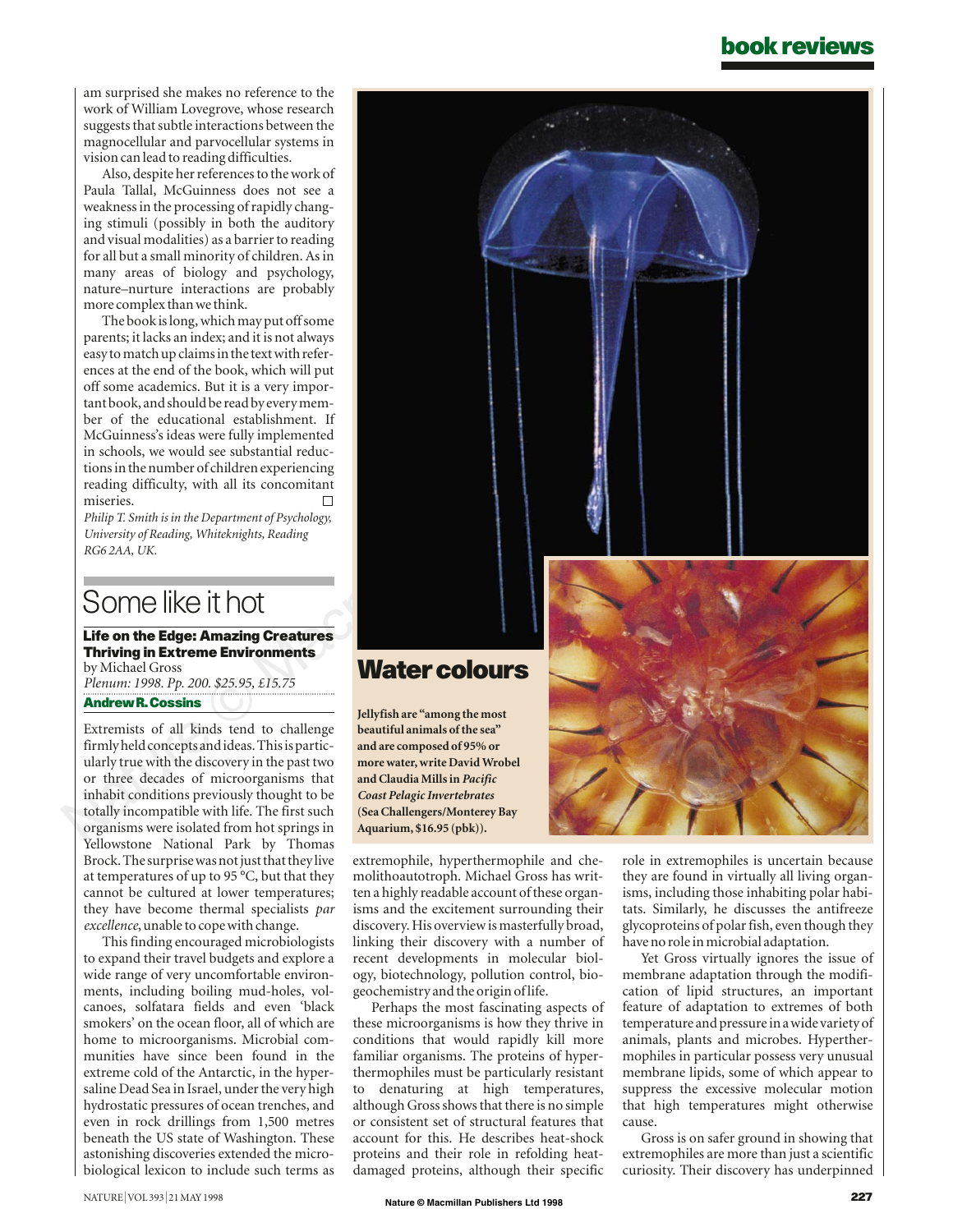am surprised she makes no reference to the work of William Lovegrove, whose research suggests that subtle interactions between the magnocellular and parvocellular systems in vision can lead to reading difficulties.

Also, despite her references to the work of Paula Tallal, McGuinness does not see a weakness in the processing of rapidly changing stimuli (possibly in both the auditory and visual modalities) as a barrier to reading for all but a small minority of children. As in many areas of biology and psychology, nature–nurture interactions are probably more complex than we think.

The book is long, which may put off some parents; it lacks an index; and it is not always easy to match up claims in the text with references at the end of the book, which will put off some academics. But it is a very important book, and should be read by every member of the educational establishment. If McGuinness's ideas were fully implemented in schools, we would see substantial reductions in the number of children experiencing reading difficulty, with all its concomitant miseries.

*Philip T. Smith is in the Department of Psychology, University of Reading, Whiteknights, Reading RG6 2AA, UK.*

# Some like it hot

**Life on the Edge: Amazing Creatures Thriving in Extreme Environments**
by Michael Gross
*Plenum: 1998. Pp. 200. $25.95, £15.75*

**Andrew R. Cossins**

Extremists of all kinds tend to challenge firmly held concepts and ideas. This is particularly true with the discovery in the past two or three decades of microorganisms that inhabit conditions previously thought to be totally incompatible with life. The first such organisms were isolated from hot springs in Yellowstone National Park by Thomas Brock. The surprise was not just that they live at temperatures of up to 95 °C, but that they cannot be cultured at lower temperatures; they have become thermal specialists *par excellence*, unable to cope with change.

This finding encouraged microbiologists to expand their travel budgets and explore a wide range of very uncomfortable environments, including boiling mud-holes, volcanoes, solfatara fields and even 'black smokers' on the ocean floor, all of which are home to microorganisms. Microbial communities have since been found in the extreme cold of the Antarctic, in the hypersaline Dead Sea in Israel, under the very high hydrostatic pressures of ocean trenches, and even in rock drillings from 1,500 metres beneath the US state of Washington. These astonishing discoveries extended the microbiological lexicon to include such terms as extremophile, hyperthermophile and chemolithoautotroph. Michael Gross has written a highly readable account of these organisms and the excitement surrounding their discovery. His overview is masterfully broad, linking their discovery with a number of recent developments in molecular biology, biotechnology, pollution control, biogeochemistry and the origin of life.

Perhaps the most fascinating aspects of these microorganisms is how they thrive in conditions that would rapidly kill more familiar organisms. The proteins of hyperthermophiles must be particularly resistant to denaturing at high temperatures, although Gross shows that there is no simple or consistent set of structural features that account for this. He describes heat-shock proteins and their role in refolding heat-damaged proteins, although their specific role in extremophiles is uncertain because they are found in virtually all living organisms, including those inhabiting polar habitats. Similarly, he discusses the antifreeze glycoproteins of polar fish, even though they have no role in microbial adaptation.

Yet Gross virtually ignores the issue of membrane adaptation through the modification of lipid structures, an important feature of adaptation to extremes of both temperature and pressure in a wide variety of animals, plants and microbes. Hyperthermophiles in particular possess very unusual membrane lipids, some of which appear to suppress the excessive molecular motion that high temperatures might otherwise cause.

Gross is on safer ground in showing that extremophiles are more than just a scientific curiosity. Their discovery has underpinned

## Water colours

**Jellyfish are "among the most beautiful animals of the sea" and are composed of 95% or more water, write David Wrobel and Claudia Mills in *Pacific Coast Pelagic Invertebrates* (Sea Challengers/Monterey Bay Aquarium, $16.95 (pbk)).**